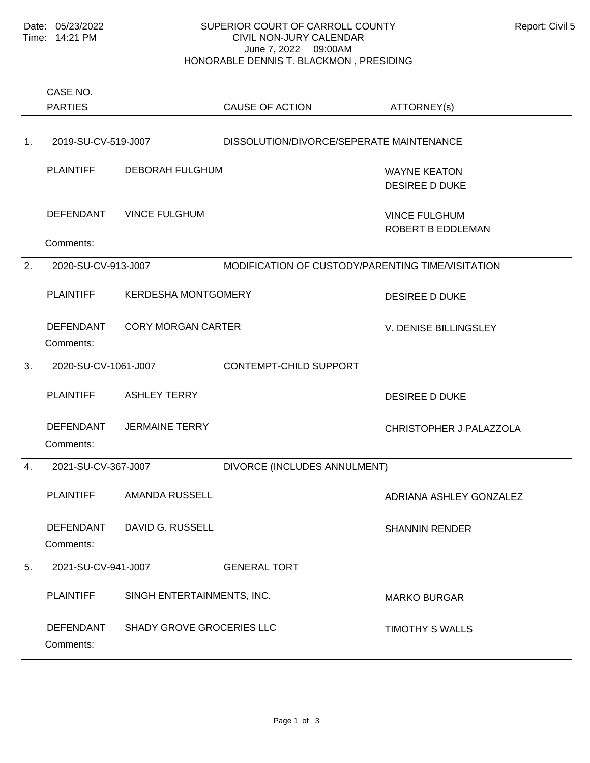Date: 05/23/2022
Time: 14:21 PM

Report: Civil 5

# SUPERIOR COURT OF CARROLL COUNTY
## CIVIL NON-JURY CALENDAR
June 7, 2022 09:00AM
HONORABLE DENNIS T. BLACKMON , PRESIDING

| | CASE NO. / PARTIES | | CAUSE OF ACTION | ATTORNEY(s) |
|---|---|---|---|---|
| 1. | 2019-SU-CV-519-J007 | | DISSOLUTION/DIVORCE/SEPERATE MAINTENANCE | |
| | PLAINTIFF | DEBORAH FULGHUM | | WAYNE KEATON<br>DESIREE D DUKE |
| | DEFENDANT | VINCE FULGHUM | | VINCE FULGHUM<br>ROBERT B EDDLEMAN |
| | Comments: | | | |
| 2. | 2020-SU-CV-913-J007 | | MODIFICATION OF CUSTODY/PARENTING TIME/VISITATION | |
| | PLAINTIFF | KERDESHA MONTGOMERY | | DESIREE D DUKE |
| | DEFENDANT | CORY MORGAN CARTER | | V. DENISE BILLINGSLEY |
| | Comments: | | | |
| 3. | 2020-SU-CV-1061-J007 | | CONTEMPT-CHILD SUPPORT | |
| | PLAINTIFF | ASHLEY TERRY | | DESIREE D DUKE |
| | DEFENDANT | JERMAINE TERRY | | CHRISTOPHER J PALAZZOLA |
| | Comments: | | | |
| 4. | 2021-SU-CV-367-J007 | | DIVORCE (INCLUDES ANNULMENT) | |
| | PLAINTIFF | AMANDA RUSSELL | | ADRIANA ASHLEY GONZALEZ |
| | DEFENDANT | DAVID G. RUSSELL | | SHANNIN RENDER |
| | Comments: | | | |
| 5. | 2021-SU-CV-941-J007 | | GENERAL TORT | |
| | PLAINTIFF | SINGH ENTERTAINMENTS, INC. | | MARKO BURGAR |
| | DEFENDANT | SHADY GROVE GROCERIES LLC | | TIMOTHY S WALLS |
| | Comments: | | | |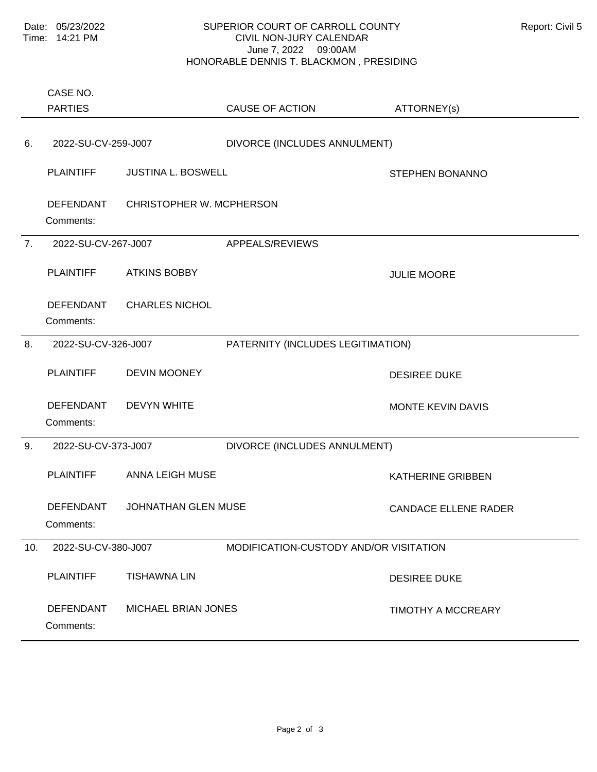Date: 05/23/2022
Time: 14:21 PM

# SUPERIOR COURT OF CARROLL COUNTY
## CIVIL NON-JURY CALENDAR
June 7, 2022 09:00AM
HONORABLE DENNIS T. BLACKMON , PRESIDING

Report: Civil 5

| | CASE NO. / PARTIES | | CAUSE OF ACTION | ATTORNEY(s) |
|---|---|---|---|---|
| 6. | 2022-SU-CV-259-J007 | | DIVORCE (INCLUDES ANNULMENT) | |
| | PLAINTIFF | JUSTINA L. BOSWELL | | STEPHEN BONANNO |
| | DEFENDANT | CHRISTOPHER W. MCPHERSON | | |
| | Comments: | | | |
| 7. | 2022-SU-CV-267-J007 | | APPEALS/REVIEWS | |
| | PLAINTIFF | ATKINS BOBBY | | JULIE MOORE |
| | DEFENDANT | CHARLES NICHOL | | |
| | Comments: | | | |
| 8. | 2022-SU-CV-326-J007 | | PATERNITY (INCLUDES LEGITIMATION) | |
| | PLAINTIFF | DEVIN MOONEY | | DESIREE DUKE |
| | DEFENDANT | DEVYN WHITE | | MONTE KEVIN DAVIS |
| | Comments: | | | |
| 9. | 2022-SU-CV-373-J007 | | DIVORCE (INCLUDES ANNULMENT) | |
| | PLAINTIFF | ANNA LEIGH MUSE | | KATHERINE GRIBBEN |
| | DEFENDANT | JOHNATHAN GLEN MUSE | | CANDACE ELLENE RADER |
| | Comments: | | | |
| 10. | 2022-SU-CV-380-J007 | | MODIFICATION-CUSTODY AND/OR VISITATION | |
| | PLAINTIFF | TISHAWNA LIN | | DESIREE DUKE |
| | DEFENDANT | MICHAEL BRIAN JONES | | TIMOTHY A MCCREARY |
| | Comments: | | | |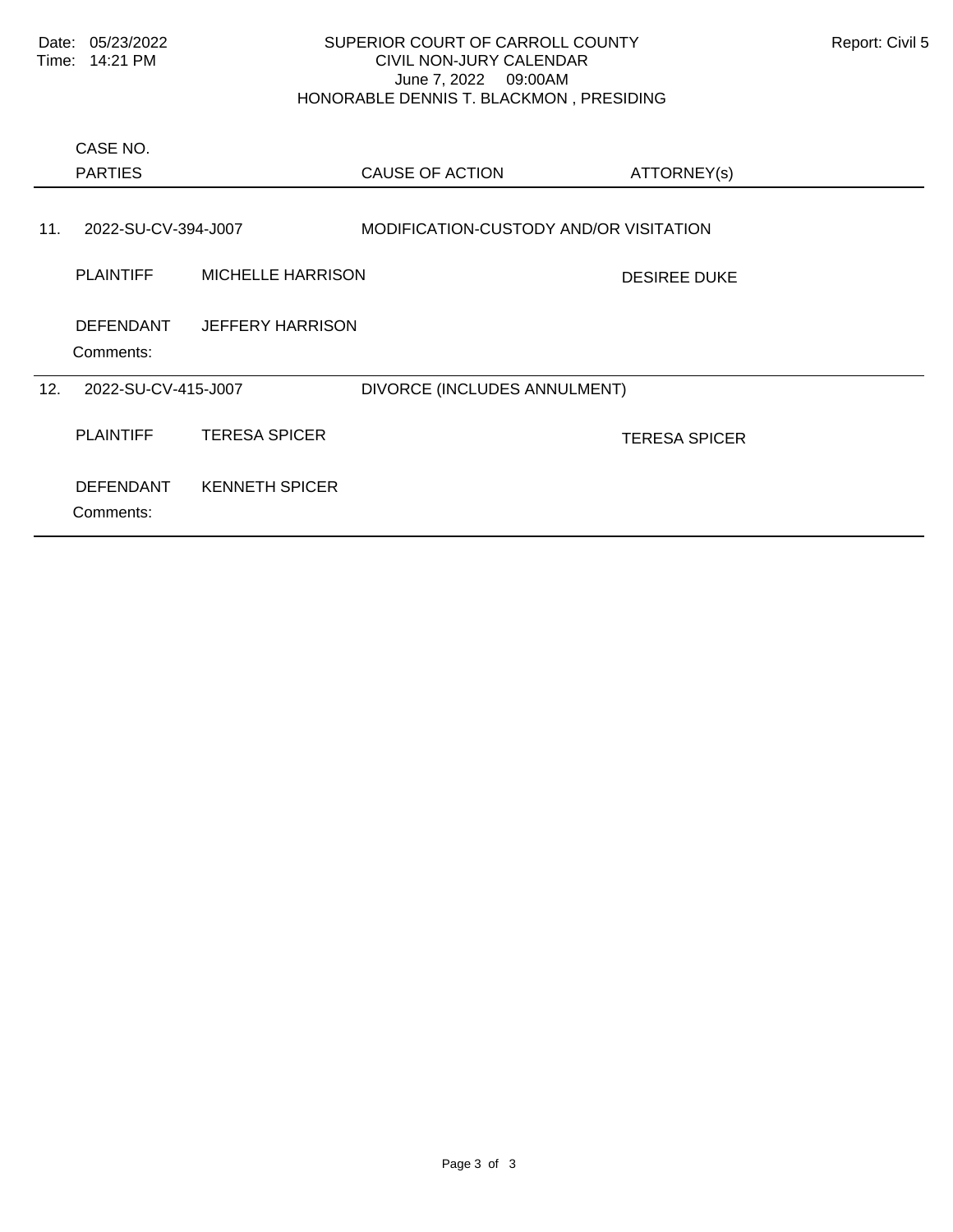Date: 05/23/2022
Time: 14:21 PM

# SUPERIOR COURT OF CARROLL COUNTY
## CIVIL NON-JURY CALENDAR
June 7, 2022 09:00AM
HONORABLE DENNIS T. BLACKMON , PRESIDING

Report: Civil 5

| CASE NO. / PARTIES | | CAUSE OF ACTION | ATTORNEY(s) |
|---|---|---|---|
| 11. 2022-SU-CV-394-J007 | | MODIFICATION-CUSTODY AND/OR VISITATION | |
| PLAINTIFF | MICHELLE HARRISON | | DESIREE DUKE |
| DEFENDANT | JEFFERY HARRISON | | |
| Comments: | | | |
| 12. 2022-SU-CV-415-J007 | | DIVORCE (INCLUDES ANNULMENT) | |
| PLAINTIFF | TERESA SPICER | | TERESA SPICER |
| DEFENDANT | KENNETH SPICER | | |
| Comments: | | | |